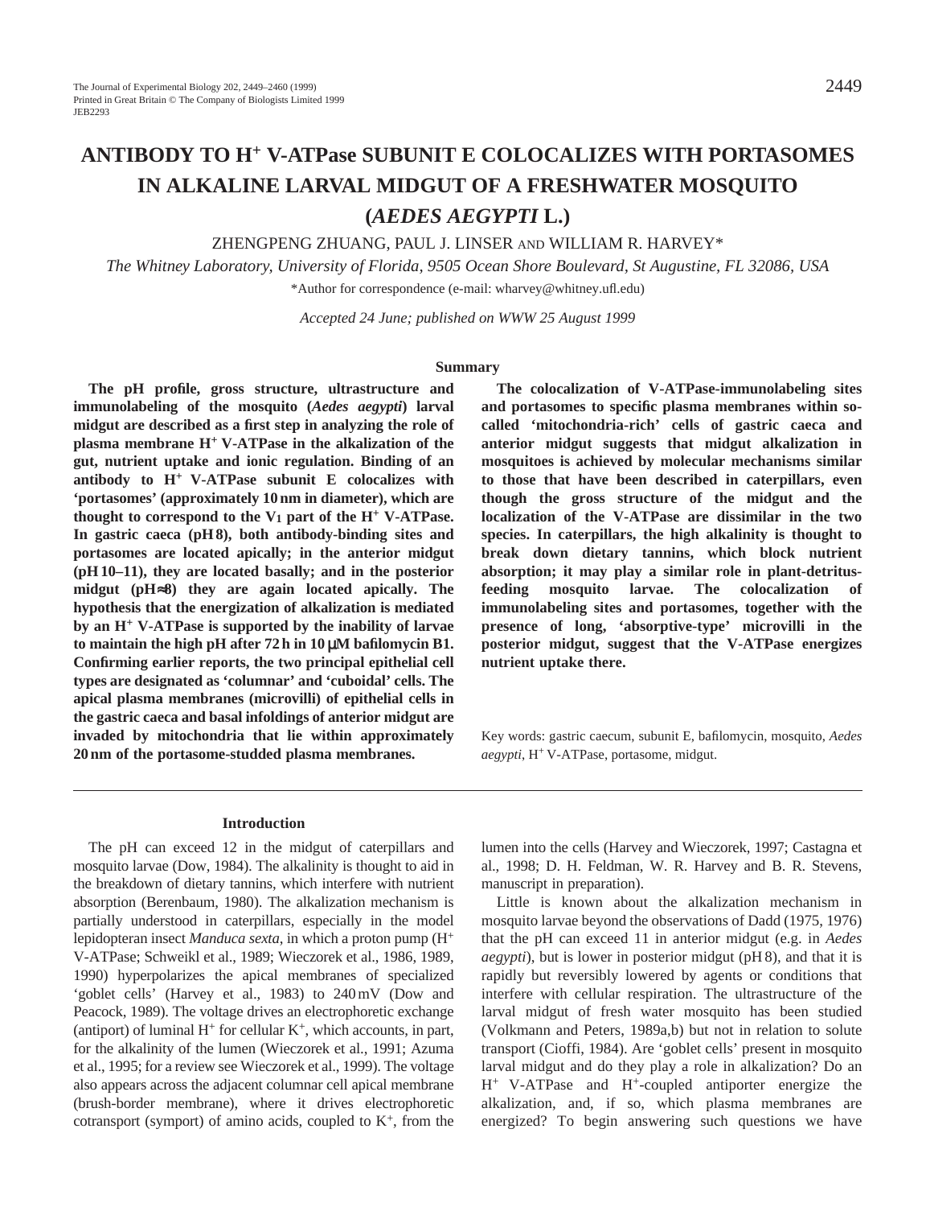# ANTIBODY TO $H^+$ V-ATPase SUBUNIT E COLOCALIZES WITH PORTASOMES IN ALKALINE LARVAL MIDGUT OF A FRESHWATER MOSQUITO (*AEDES AEGYPTI* L.)

ZHENGPENG ZHUANG, PAUL J. LINSER AND WILLIAM R. HARVEY*

*The Whitney Laboratory, University of Florida, 9505 Ocean Shore Boulevard, St Augustine, FL 32086, USA*

*Author for correspondence (e-mail: wharvey@whitney.ufl.edu)

*Accepted 24 June; published on WWW 25 August 1999*

## Summary

**The pH profile, gross structure, ultrastructure and immunolabeling of the mosquito (*Aedes aegypti*) larval midgut are described as a first step in analyzing the role of plasma membrane $H^+$ V-ATPase in the alkalization of the gut, nutrient uptake and ionic regulation. Binding of an antibody to $H^+$ V-ATPase subunit E colocalizes with 'portasomes' (approximately 10 nm in diameter), which are thought to correspond to the $V_1$ part of the $H^+$ V-ATPase. In gastric caeca (pH 8), both antibody-binding sites and portasomes are located apically; in the anterior midgut (pH 10–11), they are located basally; and in the posterior midgut (pH≈8) they are again located apically. The hypothesis that the energization of alkalization is mediated by an $H^+$ V-ATPase is supported by the inability of larvae to maintain the high pH after 72 h in 10 μM bafilomycin B1. Confirming earlier reports, the two principal epithelial cell types are designated as 'columnar' and 'cuboidal' cells. The apical plasma membranes (microvilli) of epithelial cells in the gastric caeca and basal infoldings of anterior midgut are invaded by mitochondria that lie within approximately 20 nm of the portasome-studded plasma membranes.**

**The colocalization of V-ATPase-immunolabeling sites and portasomes to specific plasma membranes within so-called 'mitochondria-rich' cells of gastric caeca and anterior midgut suggests that midgut alkalization in mosquitoes is achieved by molecular mechanisms similar to those that have been described in caterpillars, even though the gross structure of the midgut and the localization of the V-ATPase are dissimilar in the two species. In caterpillars, the high alkalinity is thought to break down dietary tannins, which block nutrient absorption; it may play a similar role in plant-detritus-feeding mosquito larvae. The colocalization of immunolabeling sites and portasomes, together with the presence of long, 'absorptive-type' microvilli in the posterior midgut, suggest that the V-ATPase energizes nutrient uptake there.**

Key words: gastric caecum, subunit E, bafilomycin, mosquito, *Aedes aegypti*, $H^+$ V-ATPase, portasome, midgut.

## Introduction

The pH can exceed 12 in the midgut of caterpillars and mosquito larvae (Dow, 1984). The alkalinity is thought to aid in the breakdown of dietary tannins, which interfere with nutrient absorption (Berenbaum, 1980). The alkalization mechanism is partially understood in caterpillars, especially in the model lepidopteran insect *Manduca sexta*, in which a proton pump ($H^+$ V-ATPase; Schweikl et al., 1989; Wieczorek et al., 1986, 1989, 1990) hyperpolarizes the apical membranes of specialized 'goblet cells' (Harvey et al., 1983) to 240 mV (Dow and Peacock, 1989). The voltage drives an electrophoretic exchange (antiport) of luminal $H^+$ for cellular $K^+$, which accounts, in part, for the alkalinity of the lumen (Wieczorek et al., 1991; Azuma et al., 1995; for a review see Wieczorek et al., 1999). The voltage also appears across the adjacent columnar cell apical membrane (brush-border membrane), where it drives electrophoretic cotransport (symport) of amino acids, coupled to $K^+$, from the lumen into the cells (Harvey and Wieczorek, 1997; Castagna et al., 1998; D. H. Feldman, W. R. Harvey and B. R. Stevens, manuscript in preparation).

Little is known about the alkalization mechanism in mosquito larvae beyond the observations of Dadd (1975, 1976) that the pH can exceed 11 in anterior midgut (e.g. in *Aedes aegypti*), but is lower in posterior midgut (pH 8), and that it is rapidly but reversibly lowered by agents or conditions that interfere with cellular respiration. The ultrastructure of the larval midgut of fresh water mosquito has been studied (Volkmann and Peters, 1989a,b) but not in relation to solute transport (Cioffi, 1984). Are 'goblet cells' present in mosquito larval midgut and do they play a role in alkalization? Do an $H^+$ V-ATPase and $H^+$-coupled antiporter energize the alkalization, and, if so, which plasma membranes are energized? To begin answering such questions we have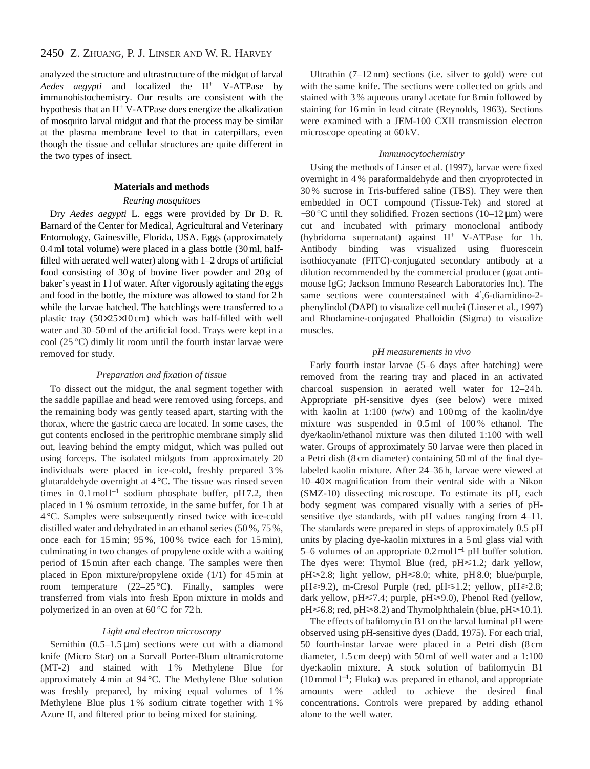analyzed the structure and ultrastructure of the midgut of larval *Aedes aegypti* and localized the $H^+$ V-ATPase by immunohistochemistry. Our results are consistent with the hypothesis that an $H^+$ V-ATPase does energize the alkalization of mosquito larval midgut and that the process may be similar at the plasma membrane level to that in caterpillars, even though the tissue and cellular structures are quite different in the two types of insect.

## Materials and methods

### *Rearing mosquitoes*

Dry *Aedes aegypti* L. eggs were provided by Dr D. R. Barnard of the Center for Medical, Agricultural and Veterinary Entomology, Gainesville, Florida, USA. Eggs (approximately 0.4 ml total volume) were placed in a glass bottle (30 ml, half-filled with aerated well water) along with 1–2 drops of artificial food consisting of 30 g of bovine liver powder and 20 g of baker's yeast in 1 l of water. After vigorously agitating the eggs and food in the bottle, the mixture was allowed to stand for 2 h while the larvae hatched. The hatchlings were transferred to a plastic tray (50×25×10 cm) which was half-filled with well water and 30–50 ml of the artificial food. Trays were kept in a cool (25 °C) dimly lit room until the fourth instar larvae were removed for study.

### *Preparation and fixation of tissue*

To dissect out the midgut, the anal segment together with the saddle papillae and head were removed using forceps, and the remaining body was gently teased apart, starting with the thorax, where the gastric caeca are located. In some cases, the gut contents enclosed in the peritrophic membrane simply slid out, leaving behind the empty midgut, which was pulled out using forceps. The isolated midguts from approximately 20 individuals were placed in ice-cold, freshly prepared 3 % glutaraldehyde overnight at 4 °C. The tissue was rinsed seven times in 0.1 mol $l^{-1}$ sodium phosphate buffer, pH 7.2, then placed in 1 % osmium tetroxide, in the same buffer, for 1 h at 4 °C. Samples were subsequently rinsed twice with ice-cold distilled water and dehydrated in an ethanol series (50 %, 75 %, once each for 15 min; 95 %, 100 % twice each for 15 min), culminating in two changes of propylene oxide with a waiting period of 15 min after each change. The samples were then placed in Epon mixture/propylene oxide (1/1) for 45 min at room temperature (22–25 °C). Finally, samples were transferred from vials into fresh Epon mixture in molds and polymerized in an oven at 60 °C for 72 h.

### *Light and electron microscopy*

Semithin (0.5–1.5 μm) sections were cut with a diamond knife (Micro Star) on a Sorvall Porter-Blum ultramicrotome (MT-2) and stained with 1 % Methylene Blue for approximately 4 min at 94 °C. The Methylene Blue solution was freshly prepared, by mixing equal volumes of 1 % Methylene Blue plus 1 % sodium citrate together with 1 % Azure II, and filtered prior to being mixed for staining.

Ultrathin (7–12 nm) sections (i.e. silver to gold) were cut with the same knife. The sections were collected on grids and stained with 3 % aqueous uranyl acetate for 8 min followed by staining for 16 min in lead citrate (Reynolds, 1963). Sections were examined with a JEM-100 CXII transmission electron microscope opeating at 60 kV.

### *Immunocytochemistry*

Using the methods of Linser et al. (1997), larvae were fixed overnight in 4 % paraformaldehyde and then cryoprotected in 30 % sucrose in Tris-buffered saline (TBS). They were then embedded in OCT compound (Tissue-Tek) and stored at −30 °C until they solidified. Frozen sections (10–12 μm) were cut and incubated with primary monoclonal antibody (hybridoma supernatant) against $H^+$ V-ATPase for 1 h. Antibody binding was visualized using fluorescein isothiocyanate (FITC)-conjugated secondary antibody at a dilution recommended by the commercial producer (goat anti-mouse IgG; Jackson Immuno Research Laboratories Inc). The same sections were counterstained with 4′,6-diamidino-2-phenylindol (DAPI) to visualize cell nuclei (Linser et al., 1997) and Rhodamine-conjugated Phalloidin (Sigma) to visualize muscles.

### *pH measurements in vivo*

Early fourth instar larvae (5–6 days after hatching) were removed from the rearing tray and placed in an activated charcoal suspension in aerated well water for 12–24 h. Appropriate pH-sensitive dyes (see below) were mixed with kaolin at 1:100 (w/w) and 100 mg of the kaolin/dye mixture was suspended in 0.5 ml of 100 % ethanol. The dye/kaolin/ethanol mixture was then diluted 1:100 with well water. Groups of approximately 50 larvae were then placed in a Petri dish (8 cm diameter) containing 50 ml of the final dye-labeled kaolin mixture. After 24–36 h, larvae were viewed at 10–40× magnification from their ventral side with a Nikon (SMZ-10) dissecting microscope. To estimate its pH, each body segment was compared visually with a series of pH-sensitive dye standards, with pH values ranging from 4–11. The standards were prepared in steps of approximately 0.5 pH units by placing dye-kaolin mixtures in a 5 ml glass vial with 5–6 volumes of an appropriate 0.2 mol $l^{-1}$ pH buffer solution. The dyes were: Thymol Blue (red, pH⩽1.2; dark yellow, pH⩾2.8; light yellow, pH⩽8.0; white, pH 8.0; blue/purple, pH⩾9.2), m-Cresol Purple (red, pH⩽1.2; yellow, pH⩾2.8; dark yellow, pH⩽7.4; purple, pH⩾9.0), Phenol Red (yellow, pH⩽6.8; red, pH⩾8.2) and Thymolphthalein (blue, pH⩾10.1).

The effects of bafilomycin B1 on the larval luminal pH were observed using pH-sensitive dyes (Dadd, 1975). For each trial, 50 fourth-instar larvae were placed in a Petri dish (8 cm diameter, 1.5 cm deep) with 50 ml of well water and a 1:100 dye:kaolin mixture. A stock solution of bafilomycin B1 (10 mmol $l^{-1}$; Fluka) was prepared in ethanol, and appropriate amounts were added to achieve the desired final concentrations. Controls were prepared by adding ethanol alone to the well water.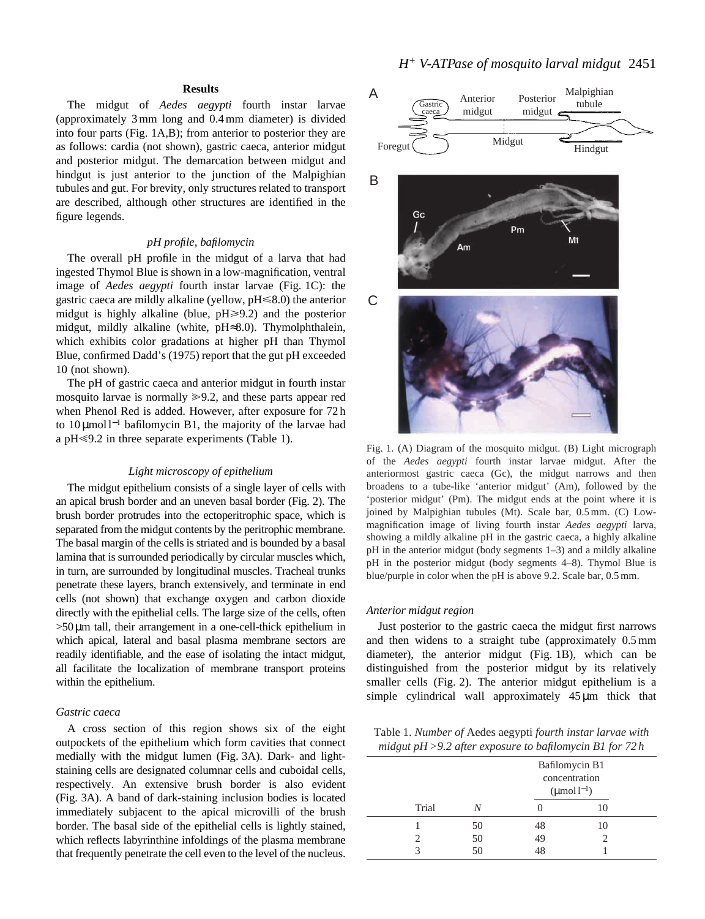## Results

The midgut of *Aedes aegypti* fourth instar larvae (approximately 3 mm long and 0.4 mm diameter) is divided into four parts (Fig. 1A,B); from anterior to posterior they are as follows: cardia (not shown), gastric caeca, anterior midgut and posterior midgut. The demarcation between midgut and hindgut is just anterior to the junction of the Malpighian tubules and gut. For brevity, only structures related to transport are described, although other structures are identified in the figure legends.

### *pH profile, bafilomycin*

The overall pH profile in the midgut of a larva that had ingested Thymol Blue is shown in a low-magnification, ventral image of *Aedes aegypti* fourth instar larvae (Fig. 1C): the gastric caeca are mildly alkaline (yellow, pH⩽8.0) the anterior midgut is highly alkaline (blue, pH⩾9.2) and the posterior midgut, mildly alkaline (white, pH≈8.0). Thymolphthalein, which exhibits color gradations at higher pH than Thymol Blue, confirmed Dadd's (1975) report that the gut pH exceeded 10 (not shown).

The pH of gastric caeca and anterior midgut in fourth instar mosquito larvae is normally ⩾9.2, and these parts appear red when Phenol Red is added. However, after exposure for 72 h to 10 μmol l$^{-1}$ bafilomycin B1, the majority of the larvae had a pH⩽9.2 in three separate experiments (Table 1).

### *Light microscopy of epithelium*

The midgut epithelium consists of a single layer of cells with an apical brush border and an uneven basal border (Fig. 2). The brush border protrudes into the ectoperitrophic space, which is separated from the midgut contents by the peritrophic membrane. The basal margin of the cells is striated and is bounded by a basal lamina that is surrounded periodically by circular muscles which, in turn, are surrounded by longitudinal muscles. Tracheal trunks penetrate these layers, branch extensively, and terminate in end cells (not shown) that exchange oxygen and carbon dioxide directly with the epithelial cells. The large size of the cells, often >50 μm tall, their arrangement in a one-cell-thick epithelium in which apical, lateral and basal plasma membrane sectors are readily identifiable, and the ease of isolating the intact midgut, all facilitate the localization of membrane transport proteins within the epithelium.

### *Gastric caeca*

A cross section of this region shows six of the eight outpockets of the epithelium which form cavities that connect medially with the midgut lumen (Fig. 3A). Dark- and light-staining cells are designated columnar cells and cuboidal cells, respectively. An extensive brush border is also evident (Fig. 3A). A band of dark-staining inclusion bodies is located immediately subjacent to the apical microvilli of the brush border. The basal side of the epithelial cells is lightly stained, which reflects labyrinthine infoldings of the plasma membrane that frequently penetrate the cell even to the level of the nucleus.

Fig. 1. (A) Diagram of the mosquito midgut. (B) Light micrograph of the *Aedes aegypti* fourth instar larvae midgut. After the anteriormost gastric caeca (Gc), the midgut narrows and then broadens to a tube-like 'anterior midgut' (Am), followed by the 'posterior midgut' (Pm). The midgut ends at the point where it is joined by Malpighian tubules (Mt). Scale bar, 0.5 mm. (C) Low-magnification image of living fourth instar *Aedes aegypti* larva, showing a mildly alkaline pH in the gastric caeca, a highly alkaline pH in the anterior midgut (body segments 1–3) and a mildly alkaline pH in the posterior midgut (body segments 4–8). Thymol Blue is blue/purple in color when the pH is above 9.2. Scale bar, 0.5 mm.

### *Anterior midgut region*

Just posterior to the gastric caeca the midgut first narrows and then widens to a straight tube (approximately 0.5 mm diameter), the anterior midgut (Fig. 1B), which can be distinguished from the posterior midgut by its relatively smaller cells (Fig. 2). The anterior midgut epithelium is a simple cylindrical wall approximately 45 μm thick that

Table 1. *Number of* Aedes aegypti *fourth instar larvae with midgut pH >9.2 after exposure to bafilomycin B1 for 72 h*

| | | Bafilomycin B1 concentration (μmol l$^{-1}$) | |
|---|---|---|---|
| Trial | *N* | 0 | 10 |
| 1 | 50 | 48 | 10 |
| 2 | 50 | 49 | 2 |
| 3 | 50 | 48 | 1 |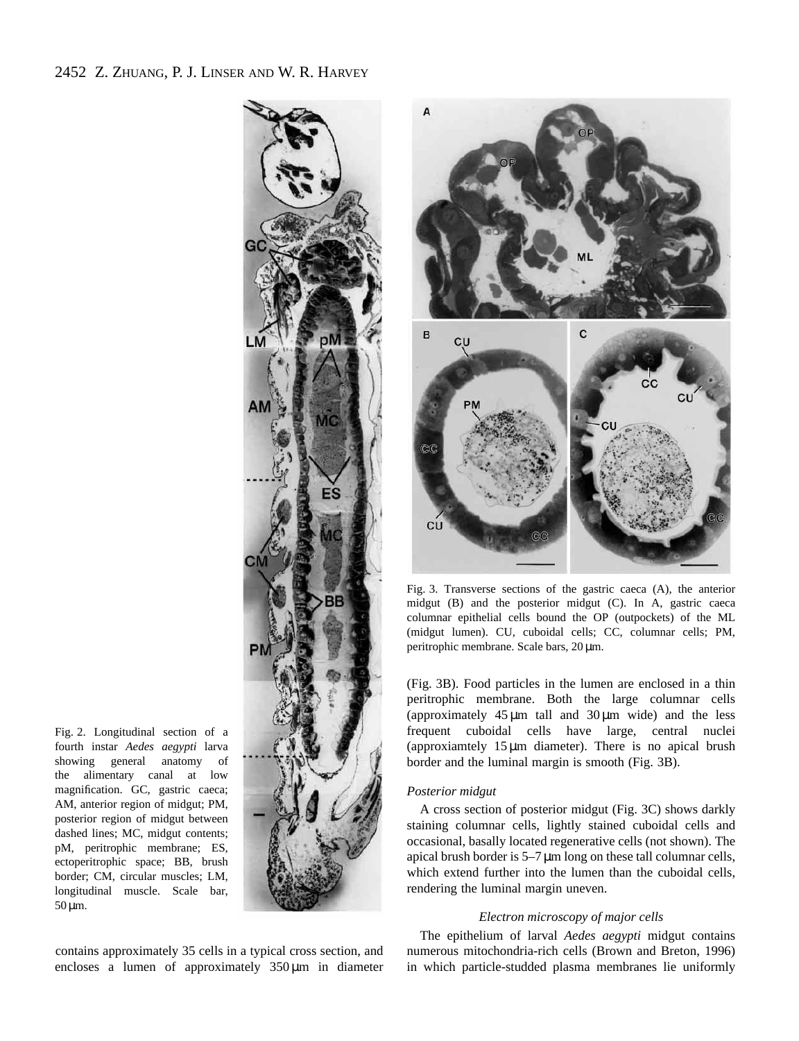Fig. 2. Longitudinal section of a fourth instar *Aedes aegypti* larva showing general anatomy of the alimentary canal at low magnification. GC, gastric caeca; AM, anterior region of midgut; PM, posterior region of midgut between dashed lines; MC, midgut contents; pM, peritrophic membrane; ES, ectoperitrophic space; BB, brush border; CM, circular muscles; LM, longitudinal muscle. Scale bar, 50 μm.

Fig. 3. Transverse sections of the gastric caeca (A), the anterior midgut (B) and the posterior midgut (C). In A, gastric caeca columnar epithelial cells bound the OP (outpockets) of the ML (midgut lumen). CU, cuboidal cells; CC, columnar cells; PM, peritrophic membrane. Scale bars, 20 μm.

contains approximately 35 cells in a typical cross section, and encloses a lumen of approximately 350 μm in diameter (Fig. 3B). Food particles in the lumen are enclosed in a thin peritrophic membrane. Both the large columnar cells (approximately 45 μm tall and 30 μm wide) and the less frequent cuboidal cells have large, central nuclei (approxiamtely 15 μm diameter). There is no apical brush border and the luminal margin is smooth (Fig. 3B).

### *Posterior midgut*

A cross section of posterior midgut (Fig. 3C) shows darkly staining columnar cells, lightly stained cuboidal cells and occasional, basally located regenerative cells (not shown). The apical brush border is 5–7 μm long on these tall columnar cells, which extend further into the lumen than the cuboidal cells, rendering the luminal margin uneven.

### *Electron microscopy of major cells*

The epithelium of larval *Aedes aegypti* midgut contains numerous mitochondria-rich cells (Brown and Breton, 1996) in which particle-studded plasma membranes lie uniformly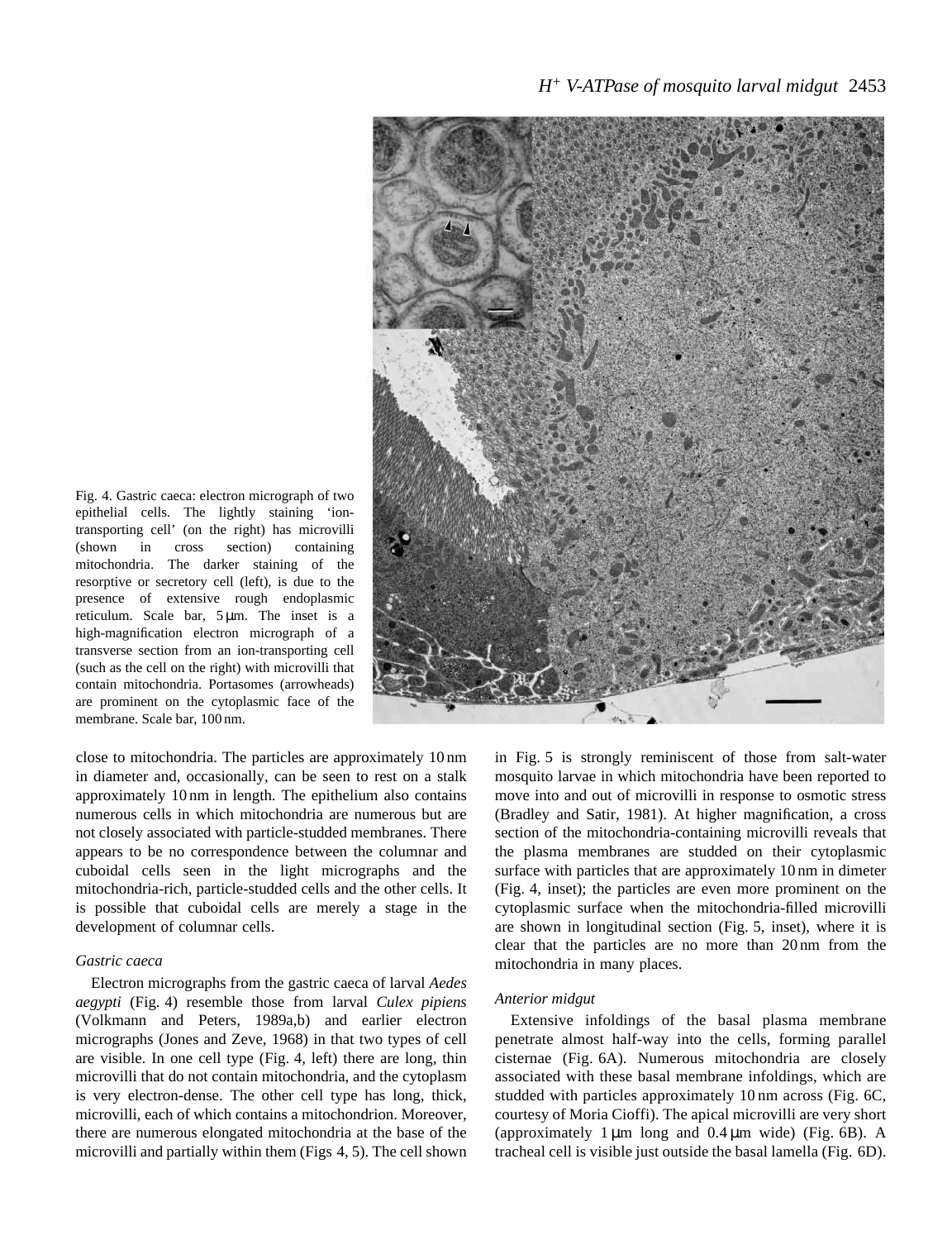Fig. 4. Gastric caeca: electron micrograph of two epithelial cells. The lightly staining 'ion-transporting cell' (on the right) has microvilli (shown in cross section) containing mitochondria. The darker staining of the resorptive or secretory cell (left), is due to the presence of extensive rough endoplasmic reticulum. Scale bar, 5 μm. The inset is a high-magnification electron micrograph of a transverse section from an ion-transporting cell (such as the cell on the right) with microvilli that contain mitochondria. Portasomes (arrowheads) are prominent on the cytoplasmic face of the membrane. Scale bar, 100 nm.

close to mitochondria. The particles are approximately 10 nm in diameter and, occasionally, can be seen to rest on a stalk approximately 10 nm in length. The epithelium also contains numerous cells in which mitochondria are numerous but are not closely associated with particle-studded membranes. There appears to be no correspondence between the columnar and cuboidal cells seen in the light micrographs and the mitochondria-rich, particle-studded cells and the other cells. It is possible that cuboidal cells are merely a stage in the development of columnar cells.

### *Gastric caeca*

Electron micrographs from the gastric caeca of larval *Aedes aegypti* (Fig. 4) resemble those from larval *Culex pipiens* (Volkmann and Peters, 1989a,b) and earlier electron micrographs (Jones and Zeve, 1968) in that two types of cell are visible. In one cell type (Fig. 4, left) there are long, thin microvilli that do not contain mitochondria, and the cytoplasm is very electron-dense. The other cell type has long, thick, microvilli, each of which contains a mitochondrion. Moreover, there are numerous elongated mitochondria at the base of the microvilli and partially within them (Figs 4, 5). The cell shown in Fig. 5 is strongly reminiscent of those from salt-water mosquito larvae in which mitochondria have been reported to move into and out of microvilli in response to osmotic stress (Bradley and Satir, 1981). At higher magnification, a cross section of the mitochondria-containing microvilli reveals that the plasma membranes are studded on their cytoplasmic surface with particles that are approximately 10 nm in dimeter (Fig. 4, inset); the particles are even more prominent on the cytoplasmic surface when the mitochondria-filled microvilli are shown in longitudinal section (Fig. 5, inset), where it is clear that the particles are no more than 20 nm from the mitochondria in many places.

### *Anterior midgut*

Extensive infoldings of the basal plasma membrane penetrate almost half-way into the cells, forming parallel cisternae (Fig. 6A). Numerous mitochondria are closely associated with these basal membrane infoldings, which are studded with particles approximately 10 nm across (Fig. 6C, courtesy of Moria Cioffi). The apical microvilli are very short (approximately 1 μm long and 0.4 μm wide) (Fig. 6B). A tracheal cell is visible just outside the basal lamella (Fig. 6D).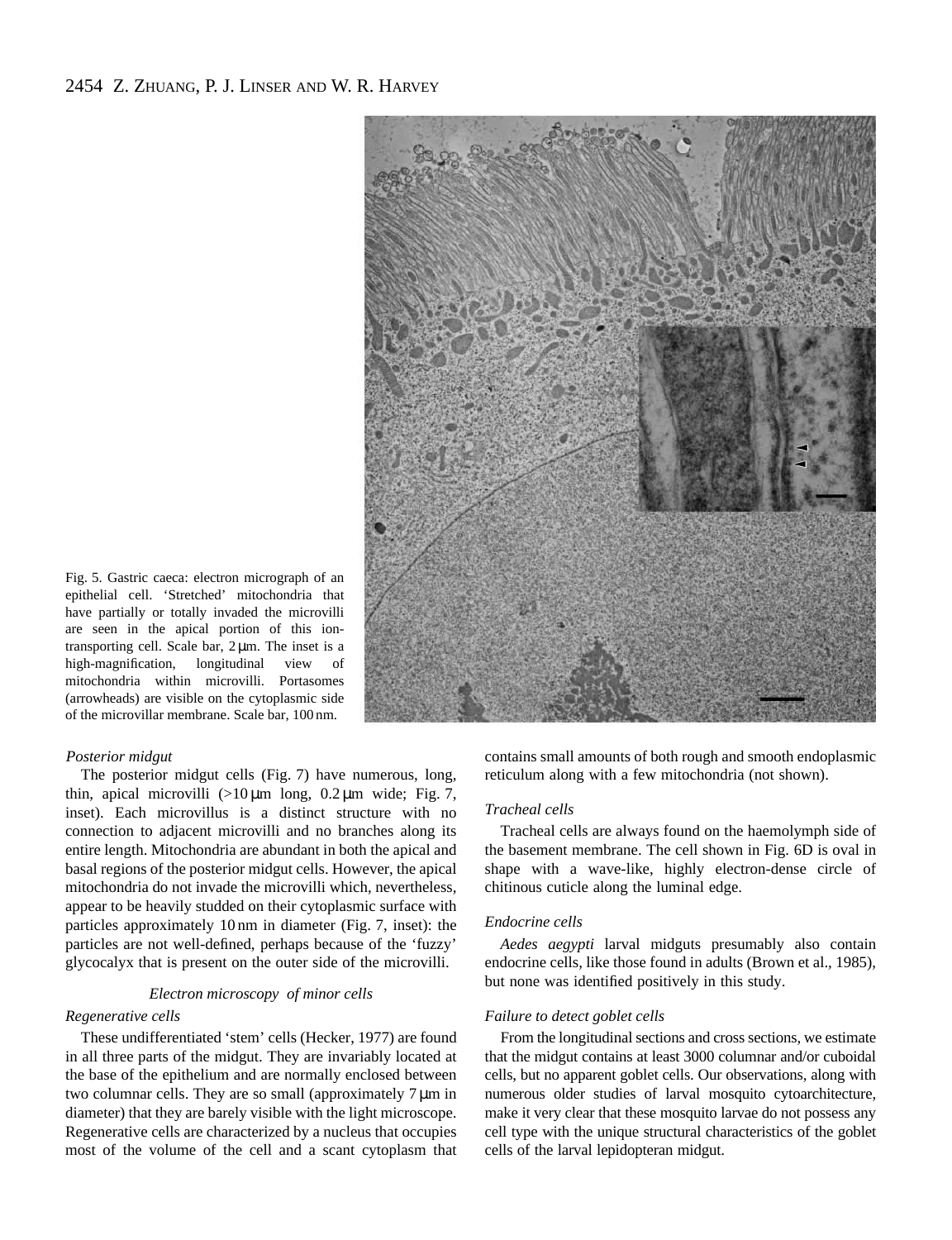Fig. 5. Gastric caeca: electron micrograph of an epithelial cell. 'Stretched' mitochondria that have partially or totally invaded the microvilli are seen in the apical portion of this ion-transporting cell. Scale bar, 2 μm. The inset is a high-magnification, longitudinal view of mitochondria within microvilli. Portasomes (arrowheads) are visible on the cytoplasmic side of the microvillar membrane. Scale bar, 100 nm.

*Posterior midgut*

The posterior midgut cells (Fig. 7) have numerous, long, thin, apical microvilli (>10 μm long, 0.2 μm wide; Fig. 7, inset). Each microvillus is a distinct structure with no connection to adjacent microvilli and no branches along its entire length. Mitochondria are abundant in both the apical and basal regions of the posterior midgut cells. However, the apical mitochondria do not invade the microvilli which, nevertheless, appear to be heavily studded on their cytoplasmic surface with particles approximately 10 nm in diameter (Fig. 7, inset): the particles are not well-defined, perhaps because of the 'fuzzy' glycocalyx that is present on the outer side of the microvilli.

### Electron microscopy of minor cells

*Regenerative cells*

These undifferentiated 'stem' cells (Hecker, 1977) are found in all three parts of the midgut. They are invariably located at the base of the epithelium and are normally enclosed between two columnar cells. They are so small (approximately 7 μm in diameter) that they are barely visible with the light microscope. Regenerative cells are characterized by a nucleus that occupies most of the volume of the cell and a scant cytoplasm that contains small amounts of both rough and smooth endoplasmic reticulum along with a few mitochondria (not shown).

*Tracheal cells*

Tracheal cells are always found on the haemolymph side of the basement membrane. The cell shown in Fig. 6D is oval in shape with a wave-like, highly electron-dense circle of chitinous cuticle along the luminal edge.

*Endocrine cells*

*Aedes aegypti* larval midguts presumably also contain endocrine cells, like those found in adults (Brown et al., 1985), but none was identified positively in this study.

*Failure to detect goblet cells*

From the longitudinal sections and cross sections, we estimate that the midgut contains at least 3000 columnar and/or cuboidal cells, but no apparent goblet cells. Our observations, along with numerous older studies of larval mosquito cytoarchitecture, make it very clear that these mosquito larvae do not possess any cell type with the unique structural characteristics of the goblet cells of the larval lepidopteran midgut.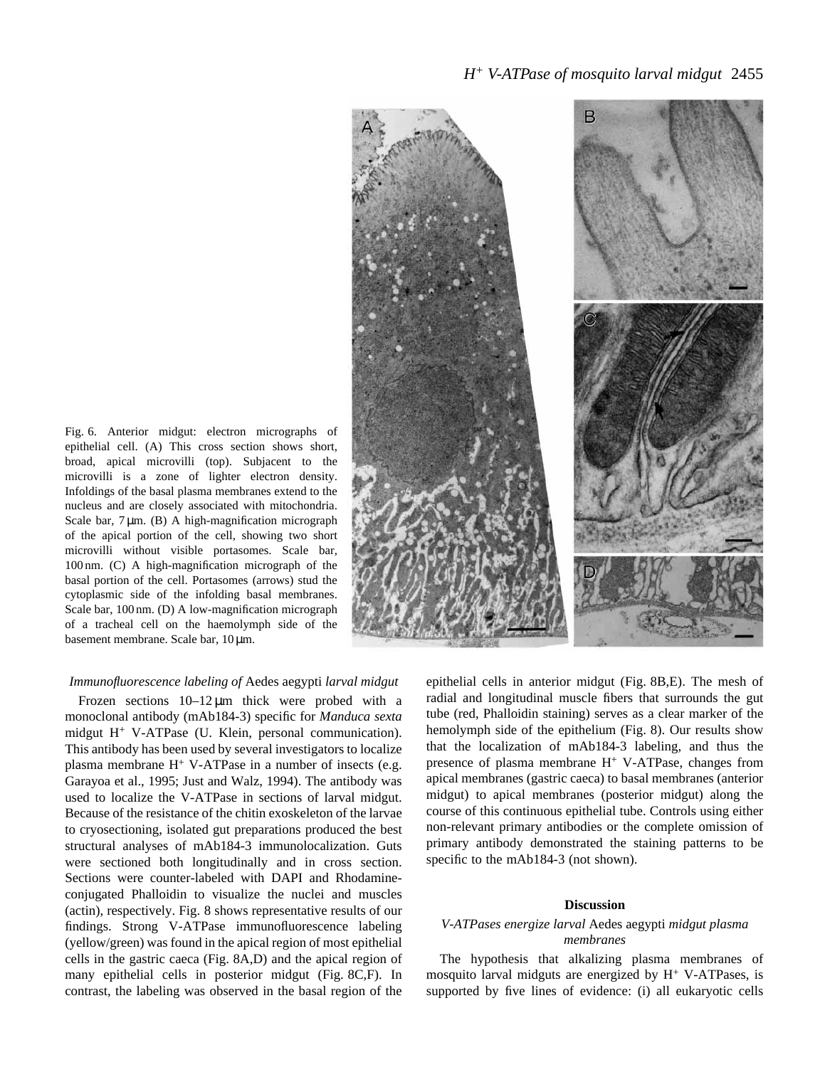Fig. 6. Anterior midgut: electron micrographs of epithelial cell. (A) This cross section shows short, broad, apical microvilli (top). Subjacent to the microvilli is a zone of lighter electron density. Infoldings of the basal plasma membranes extend to the nucleus and are closely associated with mitochondria. Scale bar, 7 μm. (B) A high-magnification micrograph of the apical portion of the cell, showing two short microvilli without visible portasomes. Scale bar, 100 nm. (C) A high-magnification micrograph of the basal portion of the cell. Portasomes (arrows) stud the cytoplasmic side of the infolding basal membranes. Scale bar, 100 nm. (D) A low-magnification micrograph of a tracheal cell on the haemolymph side of the basement membrane. Scale bar, 10 μm.

### *Immunofluorescence labeling of* Aedes aegypti *larval midgut*

Frozen sections 10–12 μm thick were probed with a monoclonal antibody (mAb184-3) specific for *Manduca sexta* midgut $H^+$ V-ATPase (U. Klein, personal communication). This antibody has been used by several investigators to localize plasma membrane $H^+$ V-ATPase in a number of insects (e.g. Garayoa et al., 1995; Just and Walz, 1994). The antibody was used to localize the V-ATPase in sections of larval midgut. Because of the resistance of the chitin exoskeleton of the larvae to cryosectioning, isolated gut preparations produced the best structural analyses of mAb184-3 immunolocalization. Guts were sectioned both longitudinally and in cross section. Sections were counter-labeled with DAPI and Rhodamine-conjugated Phalloidin to visualize the nuclei and muscles (actin), respectively. Fig. 8 shows representative results of our findings. Strong V-ATPase immunofluorescence labeling (yellow/green) was found in the apical region of most epithelial cells in the gastric caeca (Fig. 8A,D) and the apical region of many epithelial cells in posterior midgut (Fig. 8C,F). In contrast, the labeling was observed in the basal region of the epithelial cells in anterior midgut (Fig. 8B,E). The mesh of radial and longitudinal muscle fibers that surrounds the gut tube (red, Phalloidin staining) serves as a clear marker of the hemolymph side of the epithelium (Fig. 8). Our results show that the localization of mAb184-3 labeling, and thus the presence of plasma membrane $H^+$ V-ATPase, changes from apical membranes (gastric caeca) to basal membranes (anterior midgut) to apical membranes (posterior midgut) along the course of this continuous epithelial tube. Controls using either non-relevant primary antibodies or the complete omission of primary antibody demonstrated the staining patterns to be specific to the mAb184-3 (not shown).

## Discussion

### *V-ATPases energize larval* Aedes aegypti *midgut plasma membranes*

The hypothesis that alkalizing plasma membranes of mosquito larval midguts are energized by $H^+$ V-ATPases, is supported by five lines of evidence: (i) all eukaryotic cells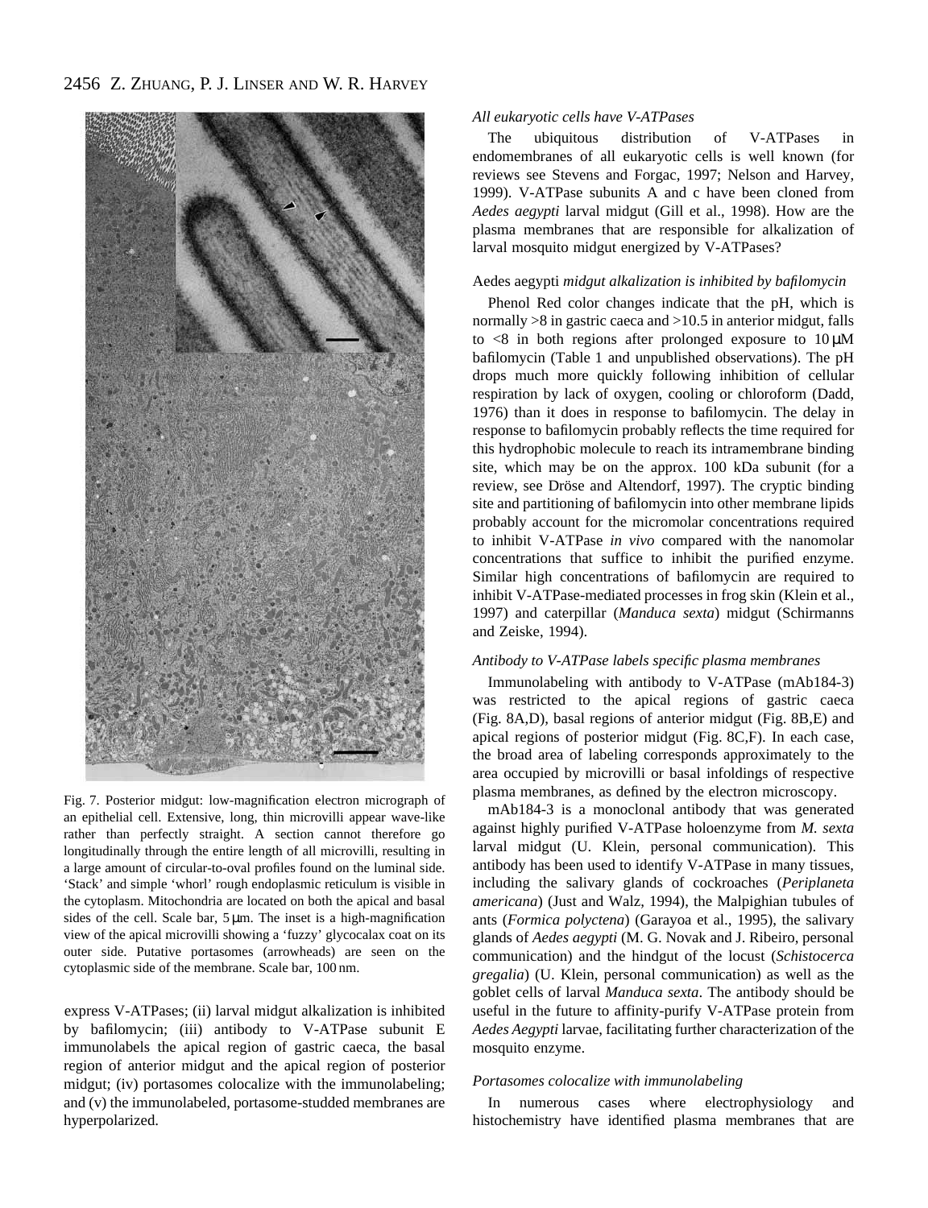Fig. 7. Posterior midgut: low-magnification electron micrograph of an epithelial cell. Extensive, long, thin microvilli appear wave-like rather than perfectly straight. A section cannot therefore go longitudinally through the entire length of all microvilli, resulting in a large amount of circular-to-oval profiles found on the luminal side. 'Stack' and simple 'whorl' rough endoplasmic reticulum is visible in the cytoplasm. Mitochondria are located on both the apical and basal sides of the cell. Scale bar, 5 μm. The inset is a high-magnification view of the apical microvilli showing a 'fuzzy' glycocalax coat on its outer side. Putative portasomes (arrowheads) are seen on the cytoplasmic side of the membrane. Scale bar, 100 nm.

express V-ATPases; (ii) larval midgut alkalization is inhibited by bafilomycin; (iii) antibody to V-ATPase subunit E immunolabels the apical region of gastric caeca, the basal region of anterior midgut and the apical region of posterior midgut; (iv) portasomes colocalize with the immunolabeling; and (v) the immunolabeled, portasome-studded membranes are hyperpolarized.

### *All eukaryotic cells have V-ATPases*

The ubiquitous distribution of V-ATPases in endomembranes of all eukaryotic cells is well known (for reviews see Stevens and Forgac, 1997; Nelson and Harvey, 1999). V-ATPase subunits A and c have been cloned from *Aedes aegypti* larval midgut (Gill et al., 1998). How are the plasma membranes that are responsible for alkalization of larval mosquito midgut energized by V-ATPases?

### Aedes aegypti *midgut alkalization is inhibited by bafilomycin*

Phenol Red color changes indicate that the pH, which is normally >8 in gastric caeca and >10.5 in anterior midgut, falls to <8 in both regions after prolonged exposure to 10 μM bafilomycin (Table 1 and unpublished observations). The pH drops much more quickly following inhibition of cellular respiration by lack of oxygen, cooling or chloroform (Dadd, 1976) than it does in response to bafilomycin. The delay in response to bafilomycin probably reflects the time required for this hydrophobic molecule to reach its intramembrane binding site, which may be on the approx. 100 kDa subunit (for a review, see Dröse and Altendorf, 1997). The cryptic binding site and partitioning of bafilomycin into other membrane lipids probably account for the micromolar concentrations required to inhibit V-ATPase *in vivo* compared with the nanomolar concentrations that suffice to inhibit the purified enzyme. Similar high concentrations of bafilomycin are required to inhibit V-ATPase-mediated processes in frog skin (Klein et al., 1997) and caterpillar (*Manduca sexta*) midgut (Schirmanns and Zeiske, 1994).

### *Antibody to V-ATPase labels specific plasma membranes*

Immunolabeling with antibody to V-ATPase (mAb184-3) was restricted to the apical regions of gastric caeca (Fig. 8A,D), basal regions of anterior midgut (Fig. 8B,E) and apical regions of posterior midgut (Fig. 8C,F). In each case, the broad area of labeling corresponds approximately to the area occupied by microvilli or basal infoldings of respective plasma membranes, as defined by the electron microscopy.

mAb184-3 is a monoclonal antibody that was generated against highly purified V-ATPase holoenzyme from *M. sexta* larval midgut (U. Klein, personal communication). This antibody has been used to identify V-ATPase in many tissues, including the salivary glands of cockroaches (*Periplaneta americana*) (Just and Walz, 1994), the Malpighian tubules of ants (*Formica polyctena*) (Garayoa et al., 1995), the salivary glands of *Aedes aegypti* (M. G. Novak and J. Ribeiro, personal communication) and the hindgut of the locust (*Schistocerca gregalia*) (U. Klein, personal communication) as well as the goblet cells of larval *Manduca sexta*. The antibody should be useful in the future to affinity-purify V-ATPase protein from *Aedes Aegypti* larvae, facilitating further characterization of the mosquito enzyme.

### *Portasomes colocalize with immunolabeling*

In numerous cases where electrophysiology and histochemistry have identified plasma membranes that are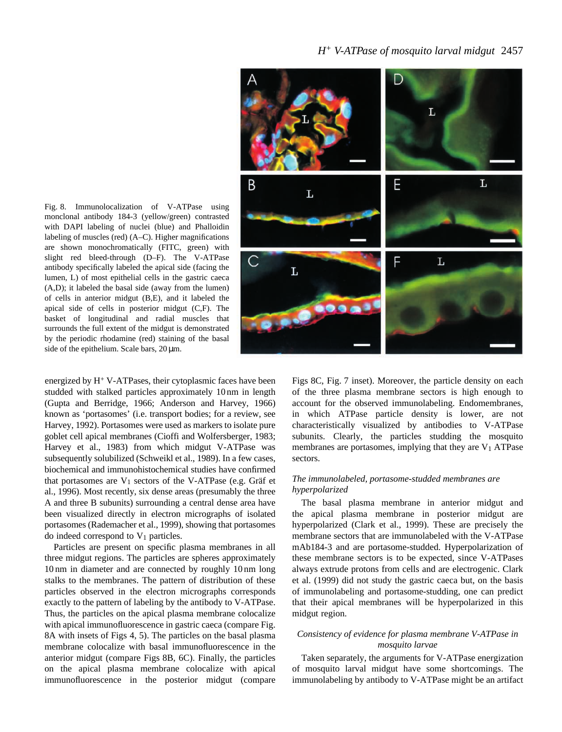Fig. 8. Immunolocalization of V-ATPase using monclonal antibody 184-3 (yellow/green) contrasted with DAPI labeling of nuclei (blue) and Phalloidin labeling of muscles (red) (A–C). Higher magnifications are shown monochromatically (FITC, green) with slight red bleed-through (D–F). The V-ATPase antibody specifically labeled the apical side (facing the lumen, L) of most epithelial cells in the gastric caeca (A,D); it labeled the basal side (away from the lumen) of cells in anterior midgut (B,E), and it labeled the apical side of cells in posterior midgut (C,F). The basket of longitudinal and radial muscles that surrounds the full extent of the midgut is demonstrated by the periodic rhodamine (red) staining of the basal side of the epithelium. Scale bars, 20 µm.

energized by $H^+$ V-ATPases, their cytoplasmic faces have been studded with stalked particles approximately 10 nm in length (Gupta and Berridge, 1966; Anderson and Harvey, 1966) known as 'portasomes' (i.e. transport bodies; for a review, see Harvey, 1992). Portasomes were used as markers to isolate pure goblet cell apical membranes (Cioffi and Wolfersberger, 1983; Harvey et al., 1983) from which midgut V-ATPase was subsequently solubilized (Schweikl et al., 1989). In a few cases, biochemical and immunohistochemical studies have confirmed that portasomes are $V_1$ sectors of the V-ATPase (e.g. Gräf et al., 1996). Most recently, six dense areas (presumably the three A and three B subunits) surrounding a central dense area have been visualized directly in electron micrographs of isolated portasomes (Rademacher et al., 1999), showing that portasomes do indeed correspond to $V_1$ particles.

Particles are present on specific plasma membranes in all three midgut regions. The particles are spheres approximately 10 nm in diameter and are connected by roughly 10 nm long stalks to the membranes. The pattern of distribution of these particles observed in the electron micrographs corresponds exactly to the pattern of labeling by the antibody to V-ATPase. Thus, the particles on the apical plasma membrane colocalize with apical immunofluorescence in gastric caeca (compare Fig. 8A with insets of Figs 4, 5). The particles on the basal plasma membrane colocalize with basal immunofluorescence in the anterior midgut (compare Figs 8B, 6C). Finally, the particles on the apical plasma membrane colocalize with apical immunofluorescence in the posterior midgut (compare Figs 8C, Fig. 7 inset). Moreover, the particle density on each of the three plasma membrane sectors is high enough to account for the observed immunolabeling. Endomembranes, in which ATPase particle density is lower, are not characteristically visualized by antibodies to V-ATPase subunits. Clearly, the particles studding the mosquito membranes are portasomes, implying that they are $V_1$ ATPase sectors.

### *The immunolabeled, portasome-studded membranes are hyperpolarized*

The basal plasma membrane in anterior midgut and the apical plasma membrane in posterior midgut are hyperpolarized (Clark et al., 1999). These are precisely the membrane sectors that are immunolabeled with the V-ATPase mAb184-3 and are portasome-studded. Hyperpolarization of these membrane sectors is to be expected, since V-ATPases always extrude protons from cells and are electrogenic. Clark et al. (1999) did not study the gastric caeca but, on the basis of immunolabeling and portasome-studding, one can predict that their apical membranes will be hyperpolarized in this midgut region.

### *Consistency of evidence for plasma membrane V-ATPase in mosquito larvae*

Taken separately, the arguments for V-ATPase energization of mosquito larval midgut have some shortcomings. The immunolabeling by antibody to V-ATPase might be an artifact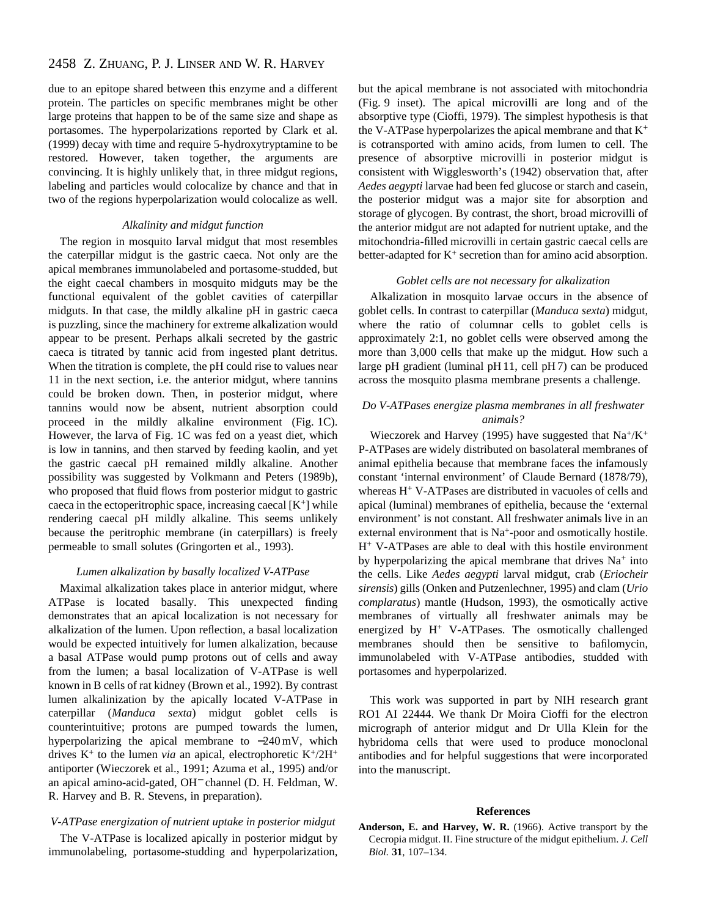due to an epitope shared between this enzyme and a different protein. The particles on specific membranes might be other large proteins that happen to be of the same size and shape as portasomes. The hyperpolarizations reported by Clark et al. (1999) decay with time and require 5-hydroxytryptamine to be restored. However, taken together, the arguments are convincing. It is highly unlikely that, in three midgut regions, labeling and particles would colocalize by chance and that in two of the regions hyperpolarization would colocalize as well.

### *Alkalinity and midgut function*

The region in mosquito larval midgut that most resembles the caterpillar midgut is the gastric caeca. Not only are the apical membranes immunolabeled and portasome-studded, but the eight caecal chambers in mosquito midguts may be the functional equivalent of the goblet cavities of caterpillar midguts. In that case, the mildly alkaline pH in gastric caeca is puzzling, since the machinery for extreme alkalization would appear to be present. Perhaps alkali secreted by the gastric caeca is titrated by tannic acid from ingested plant detritus. When the titration is complete, the pH could rise to values near 11 in the next section, i.e. the anterior midgut, where tannins could be broken down. Then, in posterior midgut, where tannins would now be absent, nutrient absorption could proceed in the mildly alkaline environment (Fig. 1C). However, the larva of Fig. 1C was fed on a yeast diet, which is low in tannins, and then starved by feeding kaolin, and yet the gastric caecal pH remained mildly alkaline. Another possibility was suggested by Volkmann and Peters (1989b), who proposed that fluid flows from posterior midgut to gastric caeca in the ectoperitrophic space, increasing caecal [$K^+$] while rendering caecal pH mildly alkaline. This seems unlikely because the peritrophic membrane (in caterpillars) is freely permeable to small solutes (Gringorten et al., 1993).

### *Lumen alkalization by basally localized V-ATPase*

Maximal alkalization takes place in anterior midgut, where ATPase is located basally. This unexpected finding demonstrates that an apical localization is not necessary for alkalization of the lumen. Upon reflection, a basal localization would be expected intuitively for lumen alkalization, because a basal ATPase would pump protons out of cells and away from the lumen; a basal localization of V-ATPase is well known in B cells of rat kidney (Brown et al., 1992). By contrast lumen alkalinization by the apically located V-ATPase in caterpillar (*Manduca sexta*) midgut goblet cells is counterintuitive; protons are pumped towards the lumen, hyperpolarizing the apical membrane to −240 mV, which drives $K^+$ to the lumen *via* an apical, electrophoretic $K^+/2H^+$ antiporter (Wieczorek et al., 1991; Azuma et al., 1995) and/or an apical amino-acid-gated, $OH^-$ channel (D. H. Feldman, W. R. Harvey and B. R. Stevens, in preparation).

### *V-ATPase energization of nutrient uptake in posterior midgut*

The V-ATPase is localized apically in posterior midgut by immunolabeling, portasome-studding and hyperpolarization, but the apical membrane is not associated with mitochondria (Fig. 9 inset). The apical microvilli are long and of the absorptive type (Cioffi, 1979). The simplest hypothesis is that the V-ATPase hyperpolarizes the apical membrane and that $K^+$ is cotransported with amino acids, from lumen to cell. The presence of absorptive microvilli in posterior midgut is consistent with Wigglesworth's (1942) observation that, after *Aedes aegypti* larvae had been fed glucose or starch and casein, the posterior midgut was a major site for absorption and storage of glycogen. By contrast, the short, broad microvilli of the anterior midgut are not adapted for nutrient uptake, and the mitochondria-filled microvilli in certain gastric caecal cells are better-adapted for $K^+$ secretion than for amino acid absorption.

### *Goblet cells are not necessary for alkalization*

Alkalization in mosquito larvae occurs in the absence of goblet cells. In contrast to caterpillar (*Manduca sexta*) midgut, where the ratio of columnar cells to goblet cells is approximately 2:1, no goblet cells were observed among the more than 3,000 cells that make up the midgut. How such a large pH gradient (luminal pH 11, cell pH 7) can be produced across the mosquito plasma membrane presents a challenge.

### *Do V-ATPases energize plasma membranes in all freshwater animals?*

Wieczorek and Harvey (1995) have suggested that $Na^+/K^+$ P-ATPases are widely distributed on basolateral membranes of animal epithelia because that membrane faces the infamously constant 'internal environment' of Claude Bernard (1878/79), whereas $H^+$ V-ATPases are distributed in vacuoles of cells and apical (luminal) membranes of epithelia, because the 'external environment' is not constant. All freshwater animals live in an external environment that is $Na^+$-poor and osmotically hostile. $H^+$ V-ATPases are able to deal with this hostile environment by hyperpolarizing the apical membrane that drives $Na^+$ into the cells. Like *Aedes aegypti* larval midgut, crab (*Eriocheir sirensis*) gills (Onken and Putzenlechner, 1995) and clam (*Urio complaratus*) mantle (Hudson, 1993), the osmotically active membranes of virtually all freshwater animals may be energized by $H^+$ V-ATPases. The osmotically challenged membranes should then be sensitive to bafilomycin, immunolabeled with V-ATPase antibodies, studded with portasomes and hyperpolarized.

This work was supported in part by NIH research grant RO1 AI 22444. We thank Dr Moira Cioffi for the electron micrograph of anterior midgut and Dr Ulla Klein for the hybridoma cells that were used to produce monoclonal antibodies and for helpful suggestions that were incorporated into the manuscript.

## References

**Anderson, E. and Harvey, W. R.** (1966). Active transport by the Cecropia midgut. II. Fine structure of the midgut epithelium. *J. Cell Biol.* **31**, 107–134.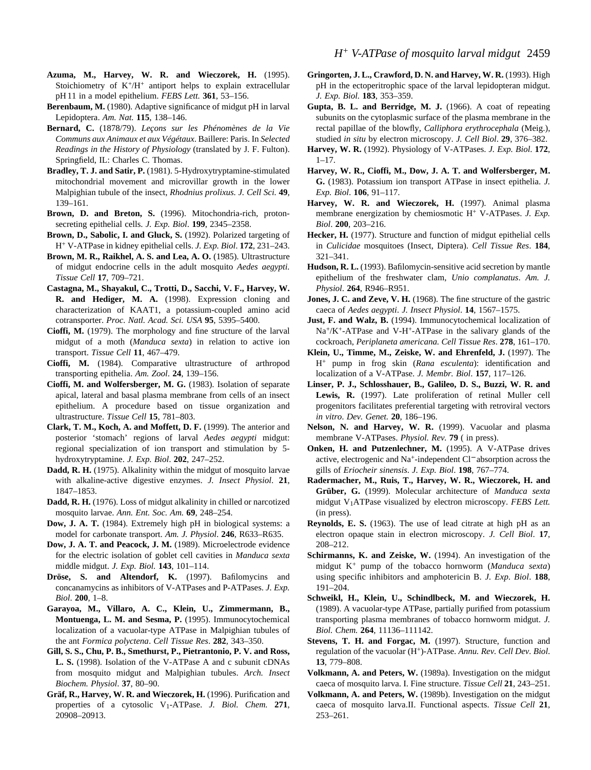**Azuma, M., Harvey, W. R. and Wieczorek, H.** (1995). Stoichiometry of $K^+/H^+$ antiport helps to explain extracellular pH 11 in a model epithelium. *FEBS Lett.* **361**, 53–156.

**Berenbaum, M.** (1980). Adaptive significance of midgut pH in larval Lepidoptera. *Am. Nat.* **115**, 138–146.

**Bernard, C.** (1878/79). *Leçons sur les Phénomènes de la Vie Communs aux Animaux et aux Végétaux*. Baillere: Paris. In *Selected Readings in the History of Physiology* (translated by J. F. Fulton). Springfield, IL: Charles C. Thomas.

**Bradley, T. J. and Satir, P.** (1981). 5-Hydroxytryptamine-stimulated mitochondrial movement and microvillar growth in the lower Malpighian tubule of the insect, *Rhodnius prolixus*. *J. Cell Sci.* **49**, 139–161.

**Brown, D. and Breton, S.** (1996). Mitochondria-rich, proton-secreting epithelial cells. *J. Exp. Biol*. **199**, 2345–2358.

**Brown, D., Sabolic, I. and Gluck, S.** (1992). Polarized targeting of $H^+$ V-ATPase in kidney epithelial cells. *J. Exp. Biol*. **172**, 231–243.

**Brown, M. R., Raikhel, A. S. and Lea, A. O.** (1985). Ultrastructure of midgut endocrine cells in the adult mosquito *Aedes aegypti*. *Tissue Cell* **17**, 709–721.

**Castagna, M., Shayakul, C., Trotti, D., Sacchi, V. F., Harvey, W. R. and Hediger, M. A.** (1998). Expression cloning and characterization of KAAT1, a potassium-coupled amino acid cotransporter. *Proc. Natl. Acad. Sci. USA* **95**, 5395–5400.

**Cioffi, M.** (1979). The morphology and fine structure of the larval midgut of a moth (*Manduca sexta*) in relation to active ion transport. *Tissue Cell* **11**, 467–479.

**Cioffi, M.** (1984). Comparative ultrastructure of arthropod transporting epithelia. *Am. Zool*. **24**, 139–156.

**Cioffi, M. and Wolfersberger, M. G.** (1983). Isolation of separate apical, lateral and basal plasma membrane from cells of an insect epithelium. A procedure based on tissue organization and ultrastructure. *Tissue Cell* **15**, 781–803.

**Clark, T. M., Koch, A. and Moffett, D. F.** (1999). The anterior and posterior 'stomach' regions of larval *Aedes aegypti* midgut: regional specialization of ion transport and stimulation by 5-hydroxytryptamine. *J. Exp. Biol*. **202**, 247–252.

**Dadd, R. H.** (1975). Alkalinity within the midgut of mosquito larvae with alkaline-active digestive enzymes. *J. Insect Physiol*. **21**, 1847–1853.

**Dadd, R. H.** (1976). Loss of midgut alkalinity in chilled or narcotized mosquito larvae. *Ann. Ent. Soc. Am.* **69**, 248–254.

**Dow, J. A. T.** (1984). Extremely high pH in biological systems: a model for carbonate transport. *Am. J. Physiol*. **246**, R633–R635.

**Dow, J. A. T. and Peacock, J. M.** (1989). Microelectrode evidence for the electric isolation of goblet cell cavities in *Manduca sexta* middle midgut. *J. Exp. Biol.* **143**, 101–114.

**Dröse, S. and Altendorf, K.** (1997). Bafilomycins and concanamycins as inhibitors of V-ATPases and P-ATPases. *J. Exp. Biol*. **200**, 1–8.

**Garayoa, M., Villaro, A. C., Klein, U., Zimmermann, B., Montuenga, L. M. and Sesma, P.** (1995). Immunocytochemical localization of a vacuolar-type ATPase in Malpighian tubules of the ant *Formica polyctena*. *Cell Tissue Res*. **282**, 343–350.

**Gill, S. S., Chu, P. B., Smethurst, P., Pietrantonio, P. V. and Ross, L. S.** (1998). Isolation of the V-ATPase A and c subunit cDNAs from mosquito midgut and Malpighian tubules. *Arch. Insect Biochem. Physiol*. **37**, 80–90.

**Gräf, R., Harvey, W. R. and Wieczorek, H.** (1996). Purification and properties of a cytosolic $V_1$-ATPase. *J. Biol. Chem.* **271**, 20908–20913.

**Gringorten, J. L., Crawford, D. N. and Harvey, W. R.** (1993). High pH in the ectoperitrophic space of the larval lepidopteran midgut. *J. Exp. Biol.* **183**, 353–359.

**Gupta, B. L. and Berridge, M. J.** (1966). A coat of repeating subunits on the cytoplasmic surface of the plasma membrane in the rectal papillae of the blowfly, *Calliphora erythrocephala* (Meig.), studied *in situ* by electron microscopy. *J. Cell Biol*. **29**, 376–382.

**Harvey, W. R.** (1992). Physiology of V-ATPases. *J. Exp. Biol.* **172**, 1–17.

**Harvey, W. R., Cioffi, M., Dow, J. A. T. and Wolfersberger, M. G.** (1983). Potassium ion transport ATPase in insect epithelia. *J. Exp. Biol*. **106**, 91–117.

**Harvey, W. R. and Wieczorek, H.** (1997). Animal plasma membrane energization by chemiosmotic $H^+$ V-ATPases. *J. Exp. Biol*. **200**, 203–216.

**Hecker, H.** (1977). Structure and function of midgut epithelial cells in *Culicidae* mosquitoes (Insect, Diptera). *Cell Tissue Res*. **184**, 321–341.

**Hudson, R. L.** (1993). Bafilomycin-sensitive acid secretion by mantle epithelium of the freshwater clam, *Unio complanatus*. *Am. J. Physiol*. **264**, R946–R951.

**Jones, J. C. and Zeve, V. H.** (1968). The fine structure of the gastric caeca of *Aedes aegypti*. *J. Insect Physiol*. **14**, 1567–1575.

**Just, F. and Walz, B.** (1994). Immunocytochemical localization of $Na^+/K^+$-ATPase and V-$H^+$-ATPase in the salivary glands of the cockroach, *Periplaneta americana. Cell Tissue Res*. **278**, 161–170.

**Klein, U., Timme, M., Zeiske, W. and Ehrenfeld, J.** (1997). The $H^+$ pump in frog skin (*Rana esculenta*): identification and localization of a V-ATPase. *J. Membr. Biol*. **157**, 117–126.

**Linser, P. J., Schlosshauer, B., Galileo, D. S., Buzzi, W. R. and Lewis, R.** (1997). Late proliferation of retinal Muller cell progenitors facilitates preferential targeting with retroviral vectors *in vitro*. *Dev. Genet.* **20**, 186–196.

**Nelson, N. and Harvey, W. R.** (1999). Vacuolar and plasma membrane V-ATPases. *Physiol. Rev.* **79** ( in press).

**Onken, H. and Putzenlechner, M.** (1995). A V-ATPase drives active, electrogenic and $Na^+$-independent $Cl^-$ absorption across the gills of *Eriocheir sinensis*. *J. Exp. Biol*. **198**, 767–774.

**Radermacher, M., Ruis, T., Harvey, W. R., Wieczorek, H. and Grüber, G.** (1999). Molecular architecture of *Manduca sexta* midgut $V_1$ATPase visualized by electron microscopy. *FEBS Lett.* (in press).

**Reynolds, E. S.** (1963). The use of lead citrate at high pH as an electron opaque stain in electron microscopy. *J. Cell Biol*. **17**, 208–212.

**Schirmanns, K. and Zeiske, W.** (1994). An investigation of the midgut $K^+$ pump of the tobacco hornworm (*Manduca sexta*) using specific inhibitors and amphotericin B. *J. Exp. Biol*. **188**, 191–204.

**Schweikl, H., Klein, U., Schindlbeck, M. and Wieczorek, H.** (1989). A vacuolar-type ATPase, partially purified from potassium transporting plasma membranes of tobacco hornworm midgut. *J. Biol. Chem.* **264**, 11136–111142.

**Stevens, T. H. and Forgac, M.** (1997). Structure, function and regulation of the vacuolar ($H^+$)-ATPase. *Annu. Rev. Cell Dev. Biol.* **13**, 779–808.

**Volkmann, A. and Peters, W.** (1989a). Investigation on the midgut caeca of mosquito larva. I. Fine structure. *Tissue Cell* **21**, 243–251.

**Volkmann, A. and Peters, W.** (1989b). Investigation on the midgut caeca of mosquito larva.II. Functional aspects. *Tissue Cell* **21**, 253–261.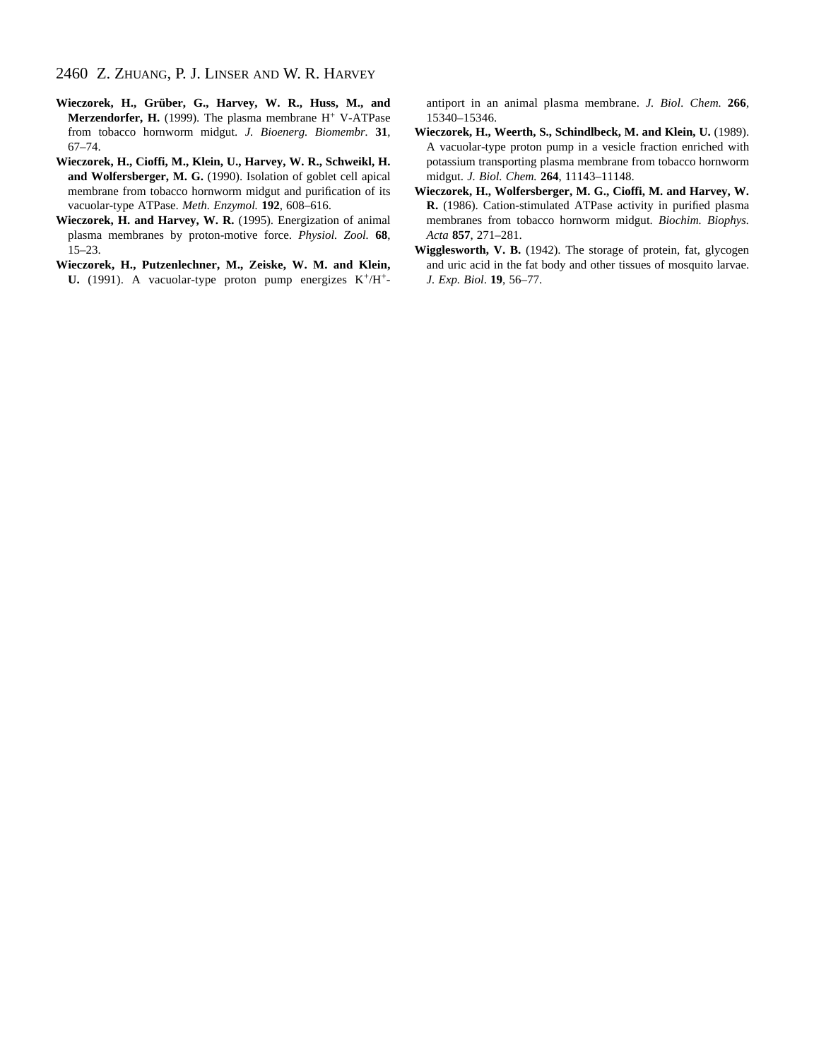**Wieczorek, H., Grüber, G., Harvey, W. R., Huss, M., and Merzendorfer, H.** (1999). The plasma membrane $H^+$ V-ATPase from tobacco hornworm midgut. *J. Bioenerg. Biomembr.* **31**, 67–74.

**Wieczorek, H., Cioffi, M., Klein, U., Harvey, W. R., Schweikl, H. and Wolfersberger, M. G.** (1990). Isolation of goblet cell apical membrane from tobacco hornworm midgut and purification of its vacuolar-type ATPase. *Meth. Enzymol.* **192**, 608–616.

**Wieczorek, H. and Harvey, W. R.** (1995). Energization of animal plasma membranes by proton-motive force. *Physiol. Zool.* **68**, 15–23.

**Wieczorek, H., Putzenlechner, M., Zeiske, W. M. and Klein, U.** (1991). A vacuolar-type proton pump energizes $K^+/H^+$-antiport in an animal plasma membrane. *J. Biol. Chem.* **266**, 15340–15346.

**Wieczorek, H., Weerth, S., Schindlbeck, M. and Klein, U.** (1989). A vacuolar-type proton pump in a vesicle fraction enriched with potassium transporting plasma membrane from tobacco hornworm midgut. *J. Biol. Chem.* **264**, 11143–11148.

**Wieczorek, H., Wolfersberger, M. G., Cioffi, M. and Harvey, W. R.** (1986). Cation-stimulated ATPase activity in purified plasma membranes from tobacco hornworm midgut. *Biochim. Biophys. Acta* **857**, 271–281.

**Wigglesworth, V. B.** (1942). The storage of protein, fat, glycogen and uric acid in the fat body and other tissues of mosquito larvae. *J. Exp. Biol.* **19**, 56–77.